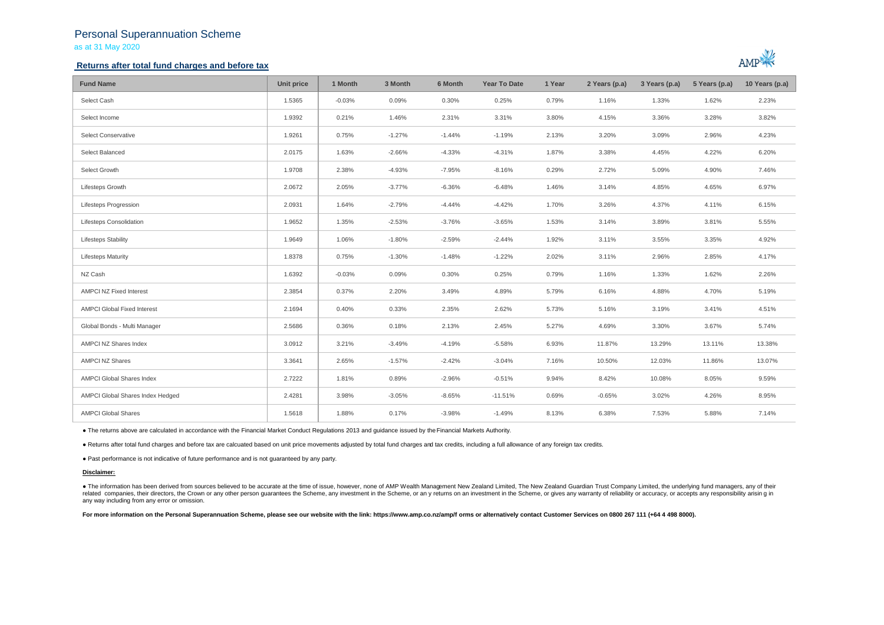# Personal Superannuation Scheme

as at 31 May 2020

## Returns after total fund charges and before tax

| Fund Name | Unit price | 1 Month | 3 Month | 6 Month | Year To Date | 1 Year | 2 Years (p.a) | 3 Years (p.a) | 5 Years (p.a) | 10 Years (p.a) |
|---|---|---|---|---|---|---|---|---|---|---|
| Select Cash | 1.5365 | -0.03% | 0.09% | 0.30% | 0.25% | 0.79% | 1.16% | 1.33% | 1.62% | 2.23% |
| Select Income | 1.9392 | 0.21% | 1.46% | 2.31% | 3.31% | 3.80% | 4.15% | 3.36% | 3.28% | 3.82% |
| Select Conservative | 1.9261 | 0.75% | -1.27% | -1.44% | -1.19% | 2.13% | 3.20% | 3.09% | 2.96% | 4.23% |
| Select Balanced | 2.0175 | 1.63% | -2.66% | -4.33% | -4.31% | 1.87% | 3.38% | 4.45% | 4.22% | 6.20% |
| Select Growth | 1.9708 | 2.38% | -4.93% | -7.95% | -8.16% | 0.29% | 2.72% | 5.09% | 4.90% | 7.46% |
| Lifesteps Growth | 2.0672 | 2.05% | -3.77% | -6.36% | -6.48% | 1.46% | 3.14% | 4.85% | 4.65% | 6.97% |
| Lifesteps Progression | 2.0931 | 1.64% | -2.79% | -4.44% | -4.42% | 1.70% | 3.26% | 4.37% | 4.11% | 6.15% |
| Lifesteps Consolidation | 1.9652 | 1.35% | -2.53% | -3.76% | -3.65% | 1.53% | 3.14% | 3.89% | 3.81% | 5.55% |
| Lifesteps Stability | 1.9649 | 1.06% | -1.80% | -2.59% | -2.44% | 1.92% | 3.11% | 3.55% | 3.35% | 4.92% |
| Lifesteps Maturity | 1.8378 | 0.75% | -1.30% | -1.48% | -1.22% | 2.02% | 3.11% | 2.96% | 2.85% | 4.17% |
| NZ Cash | 1.6392 | -0.03% | 0.09% | 0.30% | 0.25% | 0.79% | 1.16% | 1.33% | 1.62% | 2.26% |
| AMPCI NZ Fixed Interest | 2.3854 | 0.37% | 2.20% | 3.49% | 4.89% | 5.79% | 6.16% | 4.88% | 4.70% | 5.19% |
| AMPCI Global Fixed Interest | 2.1694 | 0.40% | 0.33% | 2.35% | 2.62% | 5.73% | 5.16% | 3.19% | 3.41% | 4.51% |
| Global Bonds - Multi Manager | 2.5686 | 0.36% | 0.18% | 2.13% | 2.45% | 5.27% | 4.69% | 3.30% | 3.67% | 5.74% |
| AMPCI NZ Shares Index | 3.0912 | 3.21% | -3.49% | -4.19% | -5.58% | 6.93% | 11.87% | 13.29% | 13.11% | 13.38% |
| AMPCI NZ Shares | 3.3641 | 2.65% | -1.57% | -2.42% | -3.04% | 7.16% | 10.50% | 12.03% | 11.86% | 13.07% |
| AMPCI Global Shares Index | 2.7222 | 1.81% | 0.89% | -2.96% | -0.51% | 9.94% | 8.42% | 10.08% | 8.05% | 9.59% |
| AMPCI Global Shares Index Hedged | 2.4281 | 3.98% | -3.05% | -8.65% | -11.51% | 0.69% | -0.65% | 3.02% | 4.26% | 8.95% |
| AMPCI Global Shares | 1.5618 | 1.88% | 0.17% | -3.98% | -1.49% | 8.13% | 6.38% | 7.53% | 5.88% | 7.14% |

- The returns above are calculated in accordance with the Financial Market Conduct Regulations 2013 and guidance issued by the Financial Markets Authority.

- Returns after total fund charges and before tax are calcuated based on unit price movements adjusted by total fund charges and tax credits, including a full allowance of any foreign tax credits.

- Past performance is not indicative of future performance and is not guaranteed by any party.

**Disclaimer:**

- The information has been derived from sources believed to be accurate at the time of issue, however, none of AMP Wealth Management New Zealand Limited, The New Zealand Guardian Trust Company Limited, the underlying fund managers, any of their related companies, their directors, the Crown or any other person guarantees the Scheme, any investment in the Scheme, or an y returns on an investment in the Scheme, or gives any warranty of reliability or accuracy, or accepts any responsibility arisin g in any way including from any error or omission.

**For more information on the Personal Superannuation Scheme, please see our website with the link: https://www.amp.co.nz/amp/f orms or alternatively contact Customer Services on 0800 267 111 (+64 4 498 8000).**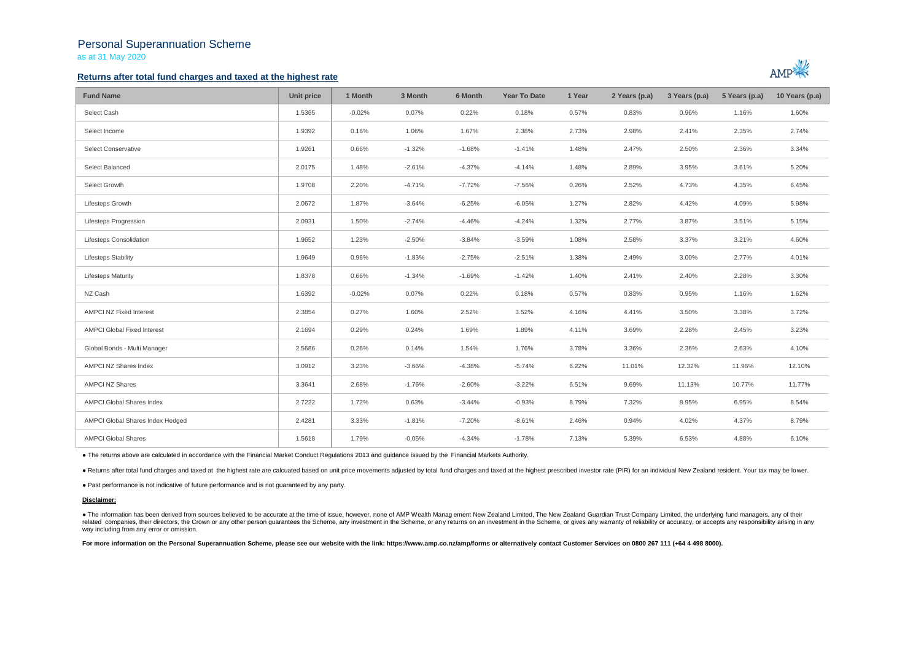# Personal Superannuation Scheme

as at 31 May 2020

## Returns after total fund charges and taxed at the highest rate

| Fund Name | Unit price | 1 Month | 3 Month | 6 Month | Year To Date | 1 Year | 2 Years (p.a) | 3 Years (p.a) | 5 Years (p.a) | 10 Years (p.a) |
|---|---|---|---|---|---|---|---|---|---|---|
| Select Cash | 1.5365 | -0.02% | 0.07% | 0.22% | 0.18% | 0.57% | 0.83% | 0.96% | 1.16% | 1.60% |
| Select Income | 1.9392 | 0.16% | 1.06% | 1.67% | 2.38% | 2.73% | 2.98% | 2.41% | 2.35% | 2.74% |
| Select Conservative | 1.9261 | 0.66% | -1.32% | -1.68% | -1.41% | 1.48% | 2.47% | 2.50% | 2.36% | 3.34% |
| Select Balanced | 2.0175 | 1.48% | -2.61% | -4.37% | -4.14% | 1.48% | 2.89% | 3.95% | 3.61% | 5.20% |
| Select Growth | 1.9708 | 2.20% | -4.71% | -7.72% | -7.56% | 0.26% | 2.52% | 4.73% | 4.35% | 6.45% |
| Lifesteps Growth | 2.0672 | 1.87% | -3.64% | -6.25% | -6.05% | 1.27% | 2.82% | 4.42% | 4.09% | 5.98% |
| Lifesteps Progression | 2.0931 | 1.50% | -2.74% | -4.46% | -4.24% | 1.32% | 2.77% | 3.87% | 3.51% | 5.15% |
| Lifesteps Consolidation | 1.9652 | 1.23% | -2.50% | -3.84% | -3.59% | 1.08% | 2.58% | 3.37% | 3.21% | 4.60% |
| Lifesteps Stability | 1.9649 | 0.96% | -1.83% | -2.75% | -2.51% | 1.38% | 2.49% | 3.00% | 2.77% | 4.01% |
| Lifesteps Maturity | 1.8378 | 0.66% | -1.34% | -1.69% | -1.42% | 1.40% | 2.41% | 2.40% | 2.28% | 3.30% |
| NZ Cash | 1.6392 | -0.02% | 0.07% | 0.22% | 0.18% | 0.57% | 0.83% | 0.95% | 1.16% | 1.62% |
| AMPCI NZ Fixed Interest | 2.3854 | 0.27% | 1.60% | 2.52% | 3.52% | 4.16% | 4.41% | 3.50% | 3.38% | 3.72% |
| AMPCI Global Fixed Interest | 2.1694 | 0.29% | 0.24% | 1.69% | 1.89% | 4.11% | 3.69% | 2.28% | 2.45% | 3.23% |
| Global Bonds - Multi Manager | 2.5686 | 0.26% | 0.14% | 1.54% | 1.76% | 3.78% | 3.36% | 2.36% | 2.63% | 4.10% |
| AMPCI NZ Shares Index | 3.0912 | 3.23% | -3.66% | -4.38% | -5.74% | 6.22% | 11.01% | 12.32% | 11.96% | 12.10% |
| AMPCI NZ Shares | 3.3641 | 2.68% | -1.76% | -2.60% | -3.22% | 6.51% | 9.69% | 11.13% | 10.77% | 11.77% |
| AMPCI Global Shares Index | 2.7222 | 1.72% | 0.63% | -3.44% | -0.93% | 8.79% | 7.32% | 8.95% | 6.95% | 8.54% |
| AMPCI Global Shares Index Hedged | 2.4281 | 3.33% | -1.81% | -7.20% | -8.61% | 2.46% | 0.94% | 4.02% | 4.37% | 8.79% |
| AMPCI Global Shares | 1.5618 | 1.79% | -0.05% | -4.34% | -1.78% | 7.13% | 5.39% | 6.53% | 4.88% | 6.10% |

● The returns above are calculated in accordance with the Financial Market Conduct Regulations 2013 and guidance issued by the Financial Markets Authority.

● Returns after total fund charges and taxed at the highest rate are calcuated based on unit price movements adjusted by total fund charges and taxed at the highest prescribed investor rate (PIR) for an individual New Zealand resident. Your tax may be lower.

● Past performance is not indicative of future performance and is not guaranteed by any party.

**Disclaimer:**

● The information has been derived from sources believed to be accurate at the time of issue, however, none of AMP Wealth Management New Zealand Limited, The New Zealand Guardian Trust Company Limited, the underlying fund managers, any of their related companies, their directors, the Crown or any other person guarantees the Scheme, any investment in the Scheme, or any returns on an investment in the Scheme, or gives any warranty of reliability or accuracy, or accepts any responsibility arising in any way including from any error or omission.

**For more information on the Personal Superannuation Scheme, please see our website with the link: https://www.amp.co.nz/amp/forms or alternatively contact Customer Services on 0800 267 111 (+64 4 498 8000).**